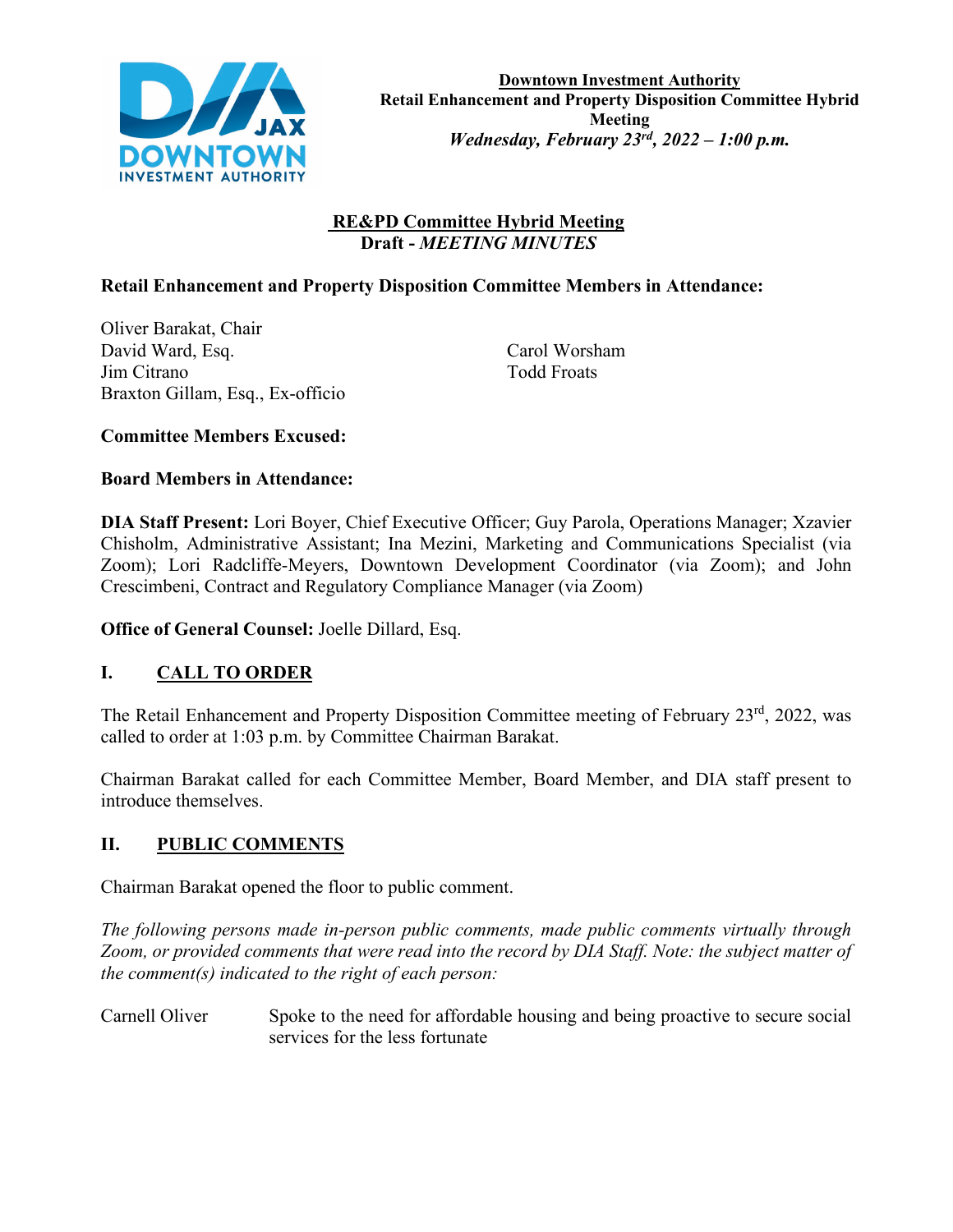**Downtown Investment Authority**
**Retail Enhancement and Property Disposition Committee Hybrid Meeting**
***Wednesday, February 23rd, 2022 – 1:00 p.m.***

**RE&PD Committee Hybrid Meeting**
**Draft - *MEETING MINUTES***

**Retail Enhancement and Property Disposition Committee Members in Attendance:**

Oliver Barakat, Chair
David Ward, Esq.
Jim Citrano
Braxton Gillam, Esq., Ex-officio
Carol Worsham
Todd Froats

**Committee Members Excused:**

**Board Members in Attendance:**

**DIA Staff Present:** Lori Boyer, Chief Executive Officer; Guy Parola, Operations Manager; Xzavier Chisholm, Administrative Assistant; Ina Mezini, Marketing and Communications Specialist (via Zoom); Lori Radcliffe-Meyers, Downtown Development Coordinator (via Zoom); and John Crescimbeni, Contract and Regulatory Compliance Manager (via Zoom)

**Office of General Counsel:** Joelle Dillard, Esq.

## I. CALL TO ORDER

The Retail Enhancement and Property Disposition Committee meeting of February 23rd, 2022, was called to order at 1:03 p.m. by Committee Chairman Barakat.

Chairman Barakat called for each Committee Member, Board Member, and DIA staff present to introduce themselves.

## II. PUBLIC COMMENTS

Chairman Barakat opened the floor to public comment.

*The following persons made in-person public comments, made public comments virtually through Zoom, or provided comments that were read into the record by DIA Staff. Note: the subject matter of the comment(s) indicated to the right of each person:*

| | |
|---|---|
| Carnell Oliver | Spoke to the need for affordable housing and being proactive to secure social services for the less fortunate |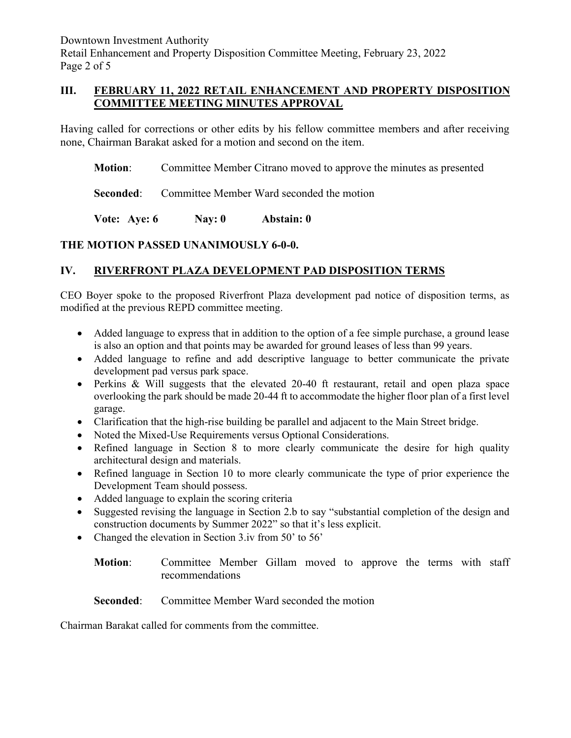## III. FEBRUARY 11, 2022 RETAIL ENHANCEMENT AND PROPERTY DISPOSITION COMMITTEE MEETING MINUTES APPROVAL

Having called for corrections or other edits by his fellow committee members and after receiving none, Chairman Barakat asked for a motion and second on the item.

**Motion**: Committee Member Citrano moved to approve the minutes as presented

**Seconded**: Committee Member Ward seconded the motion

**Vote: Aye: 6 Nay: 0 Abstain: 0**

**THE MOTION PASSED UNANIMOUSLY 6-0-0.**

## IV. RIVERFRONT PLAZA DEVELOPMENT PAD DISPOSITION TERMS

CEO Boyer spoke to the proposed Riverfront Plaza development pad notice of disposition terms, as modified at the previous REPD committee meeting.

- Added language to express that in addition to the option of a fee simple purchase, a ground lease is also an option and that points may be awarded for ground leases of less than 99 years.
- Added language to refine and add descriptive language to better communicate the private development pad versus park space.
- Perkins & Will suggests that the elevated 20-40 ft restaurant, retail and open plaza space overlooking the park should be made 20-44 ft to accommodate the higher floor plan of a first level garage.
- Clarification that the high-rise building be parallel and adjacent to the Main Street bridge.
- Noted the Mixed-Use Requirements versus Optional Considerations.
- Refined language in Section 8 to more clearly communicate the desire for high quality architectural design and materials.
- Refined language in Section 10 to more clearly communicate the type of prior experience the Development Team should possess.
- Added language to explain the scoring criteria
- Suggested revising the language in Section 2.b to say "substantial completion of the design and construction documents by Summer 2022" so that it's less explicit.
- Changed the elevation in Section 3.iv from 50' to 56'

**Motion**: Committee Member Gillam moved to approve the terms with staff recommendations

**Seconded**: Committee Member Ward seconded the motion

Chairman Barakat called for comments from the committee.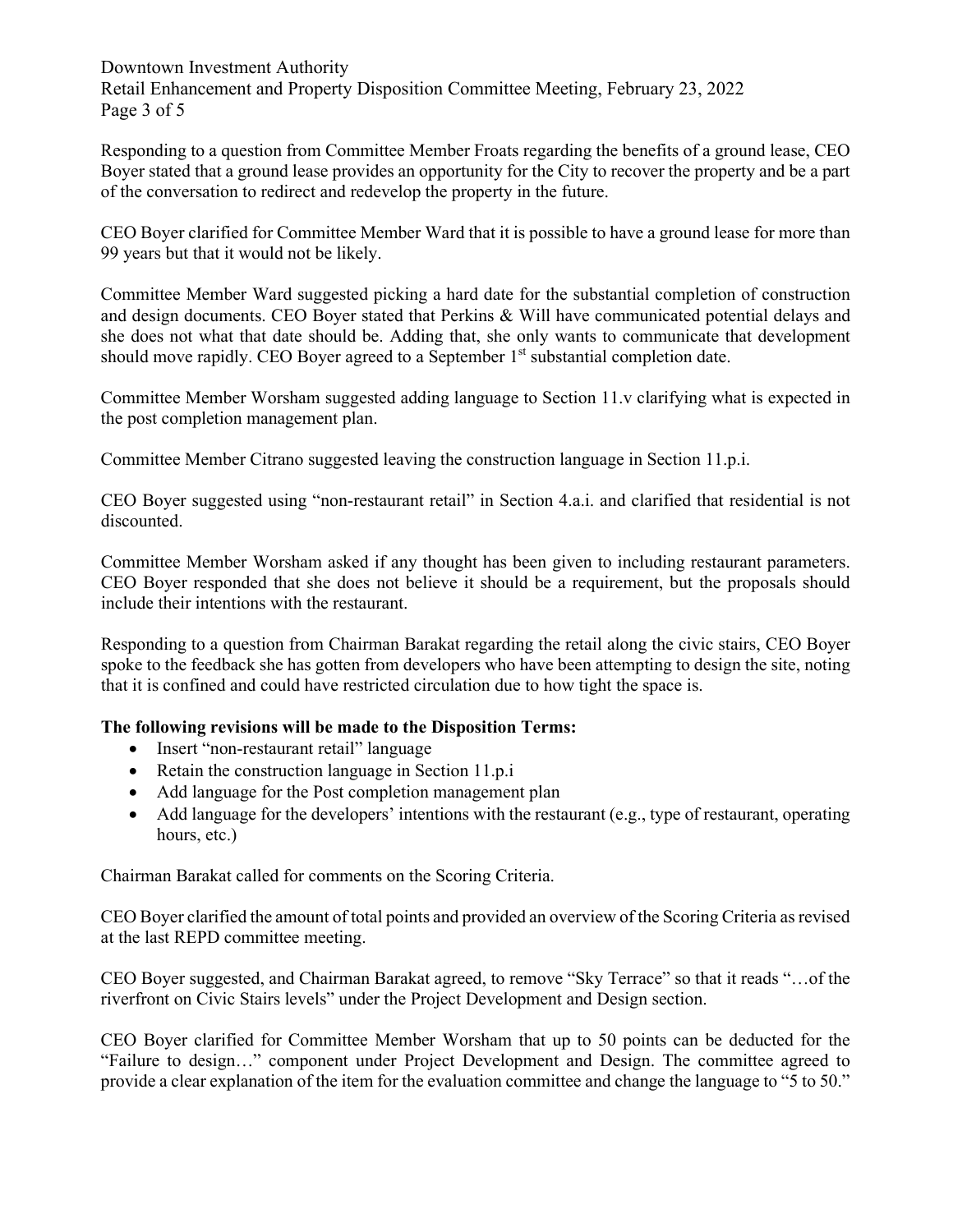Responding to a question from Committee Member Froats regarding the benefits of a ground lease, CEO Boyer stated that a ground lease provides an opportunity for the City to recover the property and be a part of the conversation to redirect and redevelop the property in the future.

CEO Boyer clarified for Committee Member Ward that it is possible to have a ground lease for more than 99 years but that it would not be likely.

Committee Member Ward suggested picking a hard date for the substantial completion of construction and design documents. CEO Boyer stated that Perkins & Will have communicated potential delays and she does not what that date should be. Adding that, she only wants to communicate that development should move rapidly. CEO Boyer agreed to a September 1st substantial completion date.

Committee Member Worsham suggested adding language to Section 11.v clarifying what is expected in the post completion management plan.

Committee Member Citrano suggested leaving the construction language in Section 11.p.i.

CEO Boyer suggested using "non-restaurant retail" in Section 4.a.i. and clarified that residential is not discounted.

Committee Member Worsham asked if any thought has been given to including restaurant parameters. CEO Boyer responded that she does not believe it should be a requirement, but the proposals should include their intentions with the restaurant.

Responding to a question from Chairman Barakat regarding the retail along the civic stairs, CEO Boyer spoke to the feedback she has gotten from developers who have been attempting to design the site, noting that it is confined and could have restricted circulation due to how tight the space is.

**The following revisions will be made to the Disposition Terms:**

- Insert "non-restaurant retail" language
- Retain the construction language in Section 11.p.i
- Add language for the Post completion management plan
- Add language for the developers' intentions with the restaurant (e.g., type of restaurant, operating hours, etc.)

Chairman Barakat called for comments on the Scoring Criteria.

CEO Boyer clarified the amount of total points and provided an overview of the Scoring Criteria as revised at the last REPD committee meeting.

CEO Boyer suggested, and Chairman Barakat agreed, to remove "Sky Terrace" so that it reads "…of the riverfront on Civic Stairs levels" under the Project Development and Design section.

CEO Boyer clarified for Committee Member Worsham that up to 50 points can be deducted for the "Failure to design…" component under Project Development and Design. The committee agreed to provide a clear explanation of the item for the evaluation committee and change the language to "5 to 50."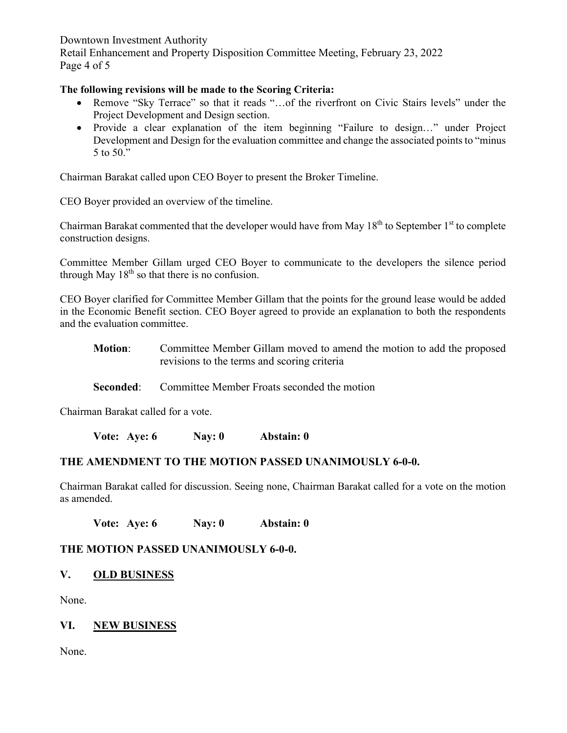**The following revisions will be made to the Scoring Criteria:**

- Remove "Sky Terrace" so that it reads "…of the riverfront on Civic Stairs levels" under the Project Development and Design section.
- Provide a clear explanation of the item beginning "Failure to design…" under Project Development and Design for the evaluation committee and change the associated points to "minus 5 to 50."

Chairman Barakat called upon CEO Boyer to present the Broker Timeline.

CEO Boyer provided an overview of the timeline.

Chairman Barakat commented that the developer would have from May 18th to September 1st to complete construction designs.

Committee Member Gillam urged CEO Boyer to communicate to the developers the silence period through May 18th so that there is no confusion.

CEO Boyer clarified for Committee Member Gillam that the points for the ground lease would be added in the Economic Benefit section. CEO Boyer agreed to provide an explanation to both the respondents and the evaluation committee.

**Motion**: Committee Member Gillam moved to amend the motion to add the proposed revisions to the terms and scoring criteria

**Seconded**: Committee Member Froats seconded the motion

Chairman Barakat called for a vote.

**Vote: Aye: 6 Nay: 0 Abstain: 0**

**THE AMENDMENT TO THE MOTION PASSED UNANIMOUSLY 6-0-0.**

Chairman Barakat called for discussion. Seeing none, Chairman Barakat called for a vote on the motion as amended.

**Vote: Aye: 6 Nay: 0 Abstain: 0**

**THE MOTION PASSED UNANIMOUSLY 6-0-0.**

## V. OLD BUSINESS

None.

## VI. NEW BUSINESS

None.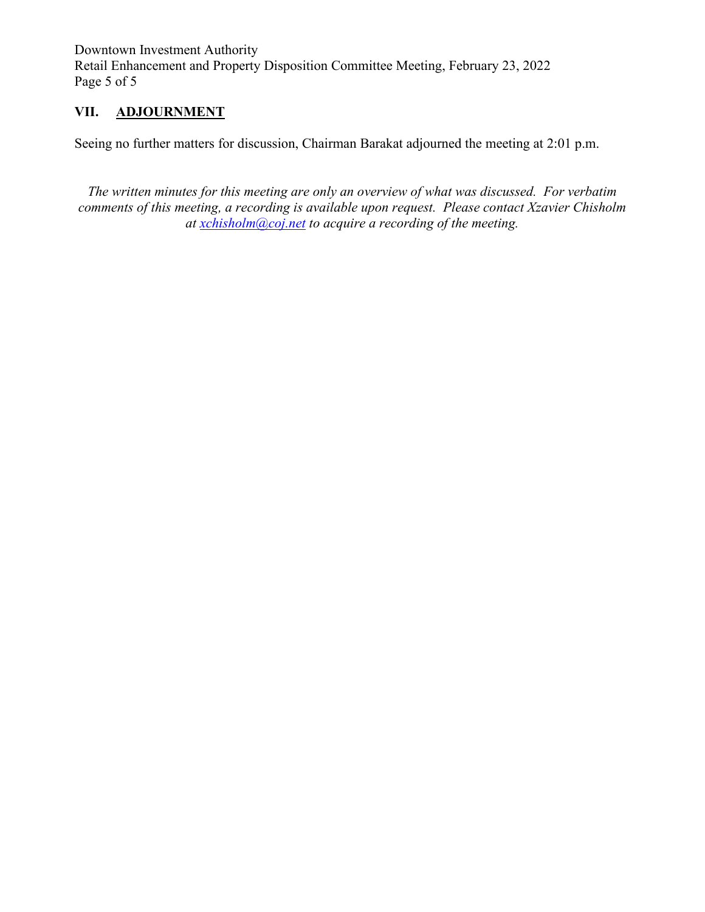## VII. ADJOURNMENT

Seeing no further matters for discussion, Chairman Barakat adjourned the meeting at 2:01 p.m.

*The written minutes for this meeting are only an overview of what was discussed. For verbatim comments of this meeting, a recording is available upon request. Please contact Xzavier Chisholm at [xchisholm@coj.net](mailto:xchisholm@coj.net) to acquire a recording of the meeting.*